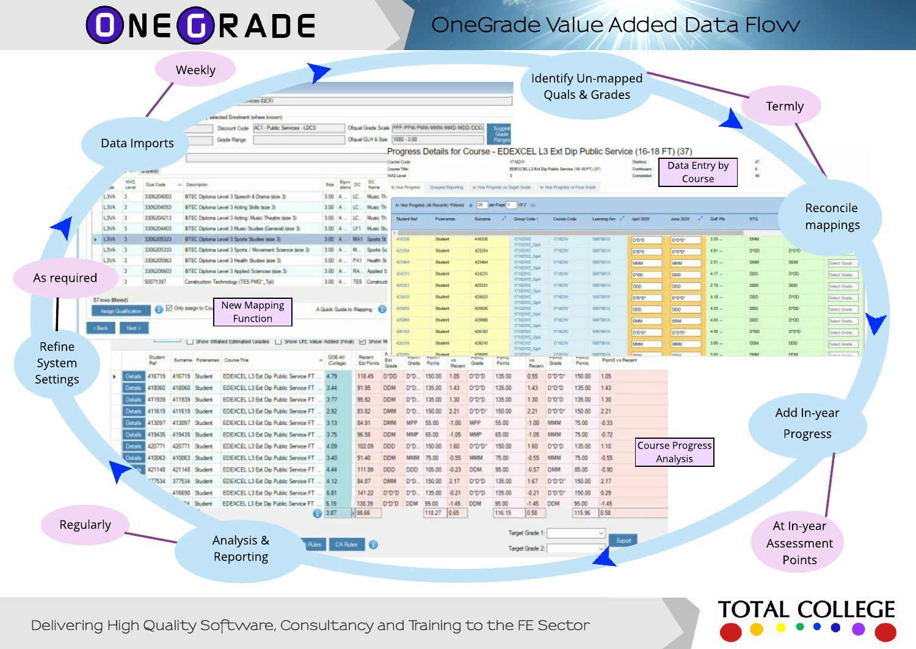# ONEGRADE

## OneGrade Value Added Data Flow

- Weekly — Data Imports
- Identify Un-mapped Quals & Grades
- Termly — Reconcile mappings
- Data Entry by Course
- Add In-year Progress — At In-year Assessment Points
- Course Progress Analysis
- Regularly — Analysis & Reporting
- As required — Refine System Settings
- New Mapping Function

Delivering High Quality Software, Consultancy and Training to the FE Sector

TOTAL COLLEGE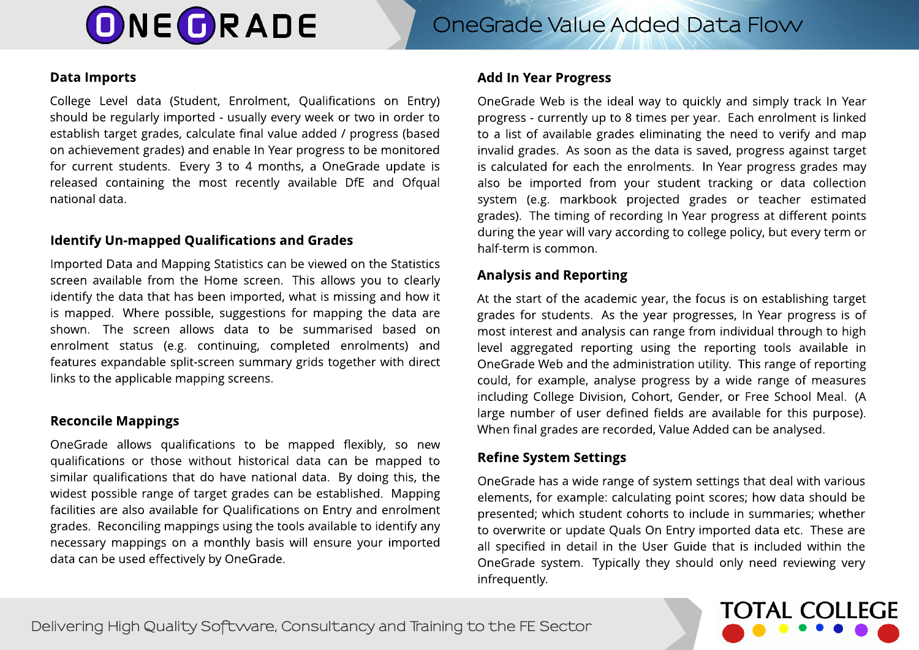# OneGrade Value Added Data Flow

## Data Imports

College Level data (Student, Enrolment, Qualifications on Entry) should be regularly imported - usually every week or two in order to establish target grades, calculate final value added / progress (based on achievement grades) and enable In Year progress to be monitored for current students. Every 3 to 4 months, a OneGrade update is released containing the most recently available DfE and Ofqual national data.

## Identify Un-mapped Qualifications and Grades

Imported Data and Mapping Statistics can be viewed on the Statistics screen available from the Home screen. This allows you to clearly identify the data that has been imported, what is missing and how it is mapped. Where possible, suggestions for mapping the data are shown. The screen allows data to be summarised based on enrolment status (e.g. continuing, completed enrolments) and features expandable split-screen summary grids together with direct links to the applicable mapping screens.

## Reconcile Mappings

OneGrade allows qualifications to be mapped flexibly, so new qualifications or those without historical data can be mapped to similar qualifications that do have national data. By doing this, the widest possible range of target grades can be established. Mapping facilities are also available for Qualifications on Entry and enrolment grades. Reconciling mappings using the tools available to identify any necessary mappings on a monthly basis will ensure your imported data can be used effectively by OneGrade.

## Add In Year Progress

OneGrade Web is the ideal way to quickly and simply track In Year progress - currently up to 8 times per year. Each enrolment is linked to a list of available grades eliminating the need to verify and map invalid grades. As soon as the data is saved, progress against target is calculated for each the enrolments. In Year progress grades may also be imported from your student tracking or data collection system (e.g. markbook projected grades or teacher estimated grades). The timing of recording In Year progress at different points during the year will vary according to college policy, but every term or half-term is common.

## Analysis and Reporting

At the start of the academic year, the focus is on establishing target grades for students. As the year progresses, In Year progress is of most interest and analysis can range from individual through to high level aggregated reporting using the reporting tools available in OneGrade Web and the administration utility. This range of reporting could, for example, analyse progress by a wide range of measures including College Division, Cohort, Gender, or Free School Meal. (A large number of user defined fields are available for this purpose). When final grades are recorded, Value Added can be analysed.

## Refine System Settings

OneGrade has a wide range of system settings that deal with various elements, for example: calculating point scores; how data should be presented; which student cohorts to include in summaries; whether to overwrite or update Quals On Entry imported data etc. These are all specified in detail in the User Guide that is included within the OneGrade system. Typically they should only need reviewing very infrequently.